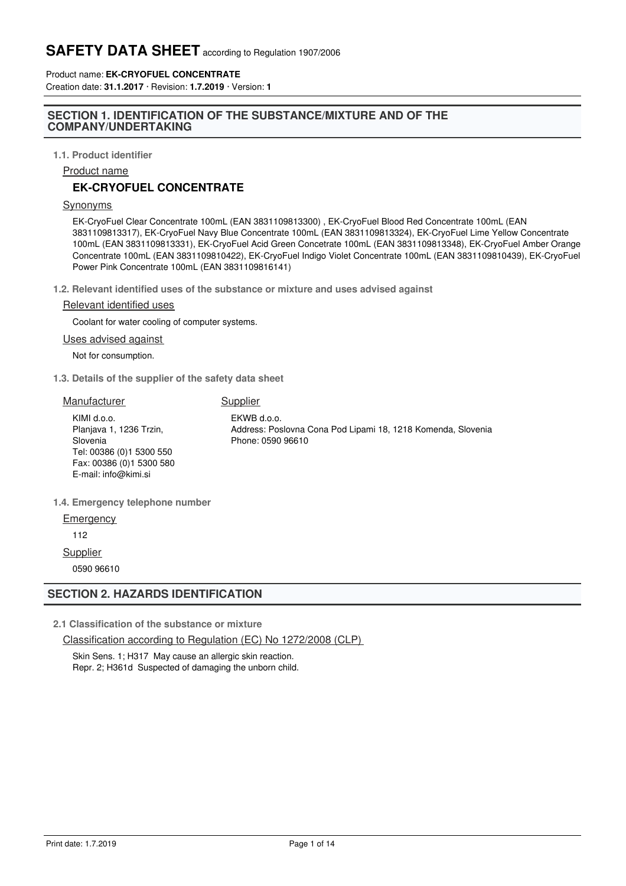# SAFETY DATA SHEET according to Regulation 1907/2006

Product name: **EK-CRYOFUEL CONCENTRATE**

Creation date: **31.1.2017** · Revision: **1.7.2019** · Version: **1**

## SECTION 1. IDENTIFICATION OF THE SUBSTANCE/MIXTURE AND OF THE COMPANY/UNDERTAKING

### 1.1. Product identifier

Product name

**EK-CRYOFUEL CONCENTRATE**

Synonyms

EK-CryoFuel Clear Concentrate 100mL (EAN 3831109813300) , EK-CryoFuel Blood Red Concentrate 100mL (EAN 3831109813317), EK-CryoFuel Navy Blue Concentrate 100mL (EAN 3831109813324), EK-CryoFuel Lime Yellow Concentrate 100mL (EAN 3831109813331), EK-CryoFuel Acid Green Concetrate 100mL (EAN 3831109813348), EK-CryoFuel Amber Orange Concentrate 100mL (EAN 3831109810422), EK-CryoFuel Indigo Violet Concentrate 100mL (EAN 3831109810439), EK-CryoFuel Power Pink Concentrate 100mL (EAN 3831109816141)

### 1.2. Relevant identified uses of the substance or mixture and uses advised against

Relevant identified uses

Coolant for water cooling of computer systems.

Uses advised against

Not for consumption.

### 1.3. Details of the supplier of the safety data sheet

Manufacturer

KIMI d.o.o.
Planjava 1, 1236 Trzin,
Slovenia
Tel: 00386 (0)1 5300 550
Fax: 00386 (0)1 5300 580
E-mail: info@kimi.si

Supplier

EKWB d.o.o.
Address: Poslovna Cona Pod Lipami 18, 1218 Komenda, Slovenia
Phone: 0590 96610

### 1.4. Emergency telephone number

Emergency

112

Supplier

0590 96610

## SECTION 2. HAZARDS IDENTIFICATION

### 2.1 Classification of the substance or mixture

Classification according to Regulation (EC) No 1272/2008 (CLP)

Skin Sens. 1; H317 May cause an allergic skin reaction.
Repr. 2; H361d Suspected of damaging the unborn child.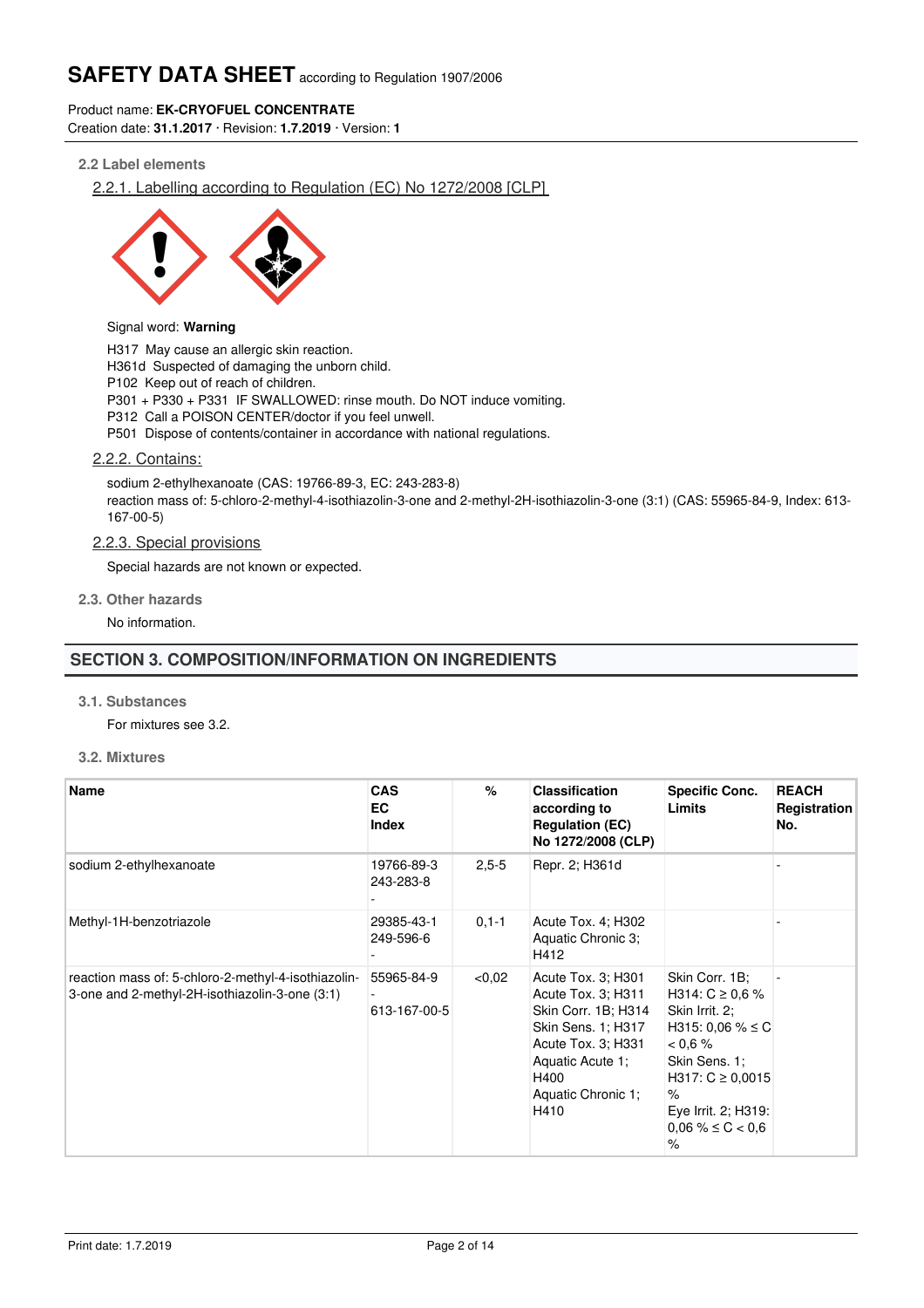### 2.2 Label elements

#### 2.2.1. Labelling according to Regulation (EC) No 1272/2008 [CLP]

Signal word: **Warning**

H317 May cause an allergic skin reaction.
H361d Suspected of damaging the unborn child.
P102 Keep out of reach of children.
P301 + P330 + P331 IF SWALLOWED: rinse mouth. Do NOT induce vomiting.
P312 Call a POISON CENTER/doctor if you feel unwell.
P501 Dispose of contents/container in accordance with national regulations.

#### 2.2.2. Contains:

sodium 2-ethylhexanoate (CAS: 19766-89-3, EC: 243-283-8)
reaction mass of: 5-chloro-2-methyl-4-isothiazolin-3-one and 2-methyl-2H-isothiazolin-3-one (3:1) (CAS: 55965-84-9, Index: 613-167-00-5)

#### 2.2.3. Special provisions

Special hazards are not known or expected.

### 2.3. Other hazards

No information.

## SECTION 3. COMPOSITION/INFORMATION ON INGREDIENTS

### 3.1. Substances

For mixtures see 3.2.

### 3.2. Mixtures

| Name | CAS<br>EC<br>Index | % | Classification according to Regulation (EC) No 1272/2008 (CLP) | Specific Conc. Limits | REACH Registration No. |
|---|---|---|---|---|---|
| sodium 2-ethylhexanoate | 19766-89-3<br>243-283-8<br>- | 2,5-5 | Repr. 2; H361d | | - |
| Methyl-1H-benzotriazole | 29385-43-1<br>249-596-6<br>- | 0,1-1 | Acute Tox. 4; H302<br>Aquatic Chronic 3; H412 | | - |
| reaction mass of: 5-chloro-2-methyl-4-isothiazolin-3-one and 2-methyl-2H-isothiazolin-3-one (3:1) | 55965-84-9<br>-<br>613-167-00-5 | <0,02 | Acute Tox. 3; H301<br>Acute Tox. 3; H311<br>Skin Corr. 1B; H314<br>Skin Sens. 1; H317<br>Acute Tox. 3; H331<br>Aquatic Acute 1; H400<br>Aquatic Chronic 1; H410 | Skin Corr. 1B; H314: C ≥ 0,6 %<br>Skin Irrit. 2; H315: 0,06 % ≤ C < 0,6 %<br>Skin Sens. 1; H317: C ≥ 0,0015 %<br>Eye Irrit. 2; H319: 0,06 % ≤ C < 0,6 % | - |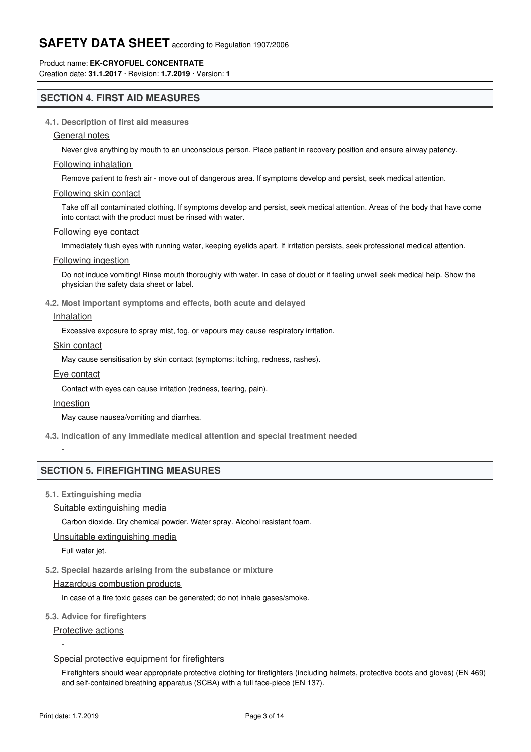## SECTION 4. FIRST AID MEASURES

### 4.1. Description of first aid measures

General notes

Never give anything by mouth to an unconscious person. Place patient in recovery position and ensure airway patency.

Following inhalation

Remove patient to fresh air - move out of dangerous area. If symptoms develop and persist, seek medical attention.

Following skin contact

Take off all contaminated clothing. If symptoms develop and persist, seek medical attention. Areas of the body that have come into contact with the product must be rinsed with water.

Following eye contact

Immediately flush eyes with running water, keeping eyelids apart. If irritation persists, seek professional medical attention.

Following ingestion

Do not induce vomiting! Rinse mouth thoroughly with water. In case of doubt or if feeling unwell seek medical help. Show the physician the safety data sheet or label.

### 4.2. Most important symptoms and effects, both acute and delayed

Inhalation

Excessive exposure to spray mist, fog, or vapours may cause respiratory irritation.

Skin contact

May cause sensitisation by skin contact (symptoms: itching, redness, rashes).

Eye contact

Contact with eyes can cause irritation (redness, tearing, pain).

Ingestion

May cause nausea/vomiting and diarrhea.

### 4.3. Indication of any immediate medical attention and special treatment needed

-

## SECTION 5. FIREFIGHTING MEASURES

### 5.1. Extinguishing media

Suitable extinguishing media

Carbon dioxide. Dry chemical powder. Water spray. Alcohol resistant foam.

Unsuitable extinguishing media

Full water jet.

### 5.2. Special hazards arising from the substance or mixture

Hazardous combustion products

In case of a fire toxic gases can be generated; do not inhale gases/smoke.

### 5.3. Advice for firefighters

Protective actions

-

Special protective equipment for firefighters

Firefighters should wear appropriate protective clothing for firefighters (including helmets, protective boots and gloves) (EN 469) and self-contained breathing apparatus (SCBA) with a full face-piece (EN 137).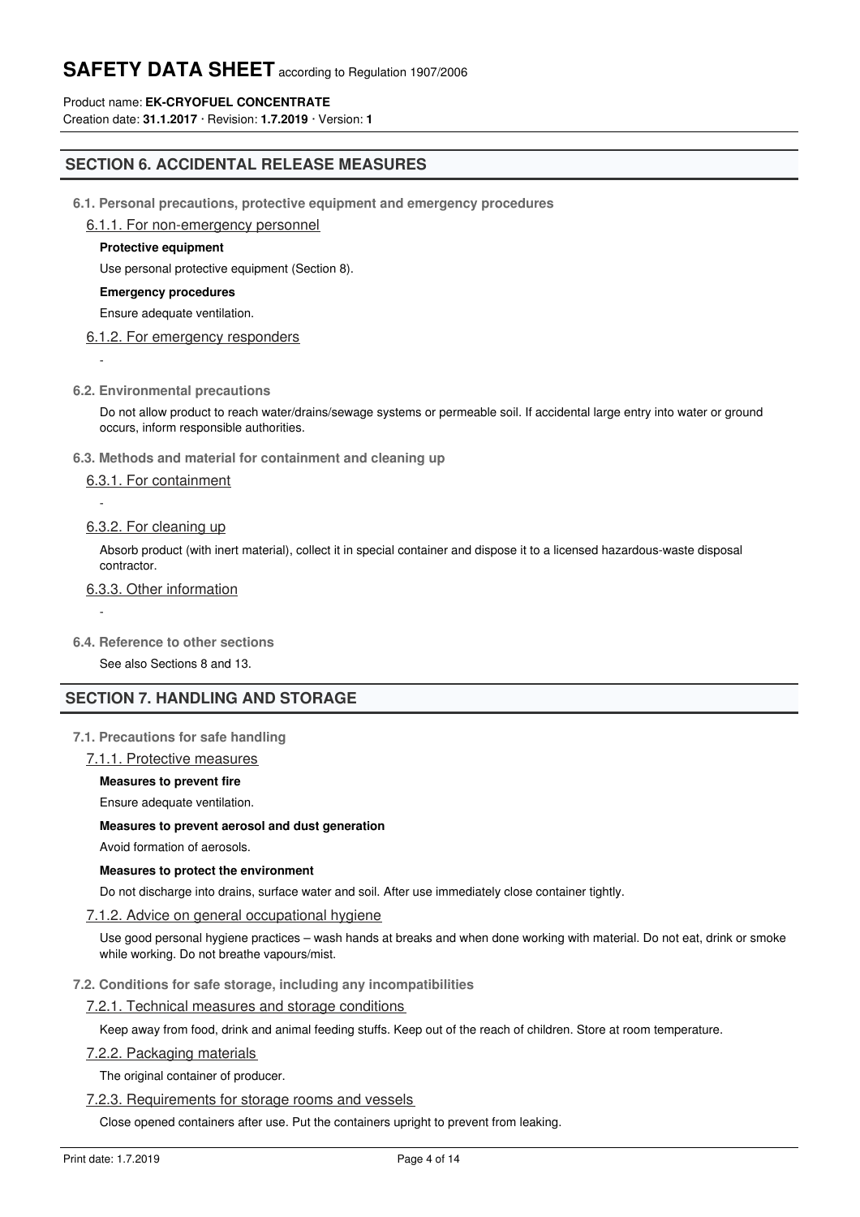## SECTION 6. ACCIDENTAL RELEASE MEASURES

### 6.1. Personal precautions, protective equipment and emergency procedures

#### 6.1.1. For non-emergency personnel

**Protective equipment**

Use personal protective equipment (Section 8).

**Emergency procedures**

Ensure adequate ventilation.

#### 6.1.2. For emergency responders

-

### 6.2. Environmental precautions

Do not allow product to reach water/drains/sewage systems or permeable soil. If accidental large entry into water or ground occurs, inform responsible authorities.

### 6.3. Methods and material for containment and cleaning up

#### 6.3.1. For containment

-

#### 6.3.2. For cleaning up

Absorb product (with inert material), collect it in special container and dispose it to a licensed hazardous-waste disposal contractor.

#### 6.3.3. Other information

-

### 6.4. Reference to other sections

See also Sections 8 and 13.

## SECTION 7. HANDLING AND STORAGE

### 7.1. Precautions for safe handling

#### 7.1.1. Protective measures

**Measures to prevent fire**

Ensure adequate ventilation.

**Measures to prevent aerosol and dust generation**

Avoid formation of aerosols.

**Measures to protect the environment**

Do not discharge into drains, surface water and soil. After use immediately close container tightly.

#### 7.1.2. Advice on general occupational hygiene

Use good personal hygiene practices – wash hands at breaks and when done working with material. Do not eat, drink or smoke while working. Do not breathe vapours/mist.

### 7.2. Conditions for safe storage, including any incompatibilities

#### 7.2.1. Technical measures and storage conditions

Keep away from food, drink and animal feeding stuffs. Keep out of the reach of children. Store at room temperature.

#### 7.2.2. Packaging materials

The original container of producer.

#### 7.2.3. Requirements for storage rooms and vessels

Close opened containers after use. Put the containers upright to prevent from leaking.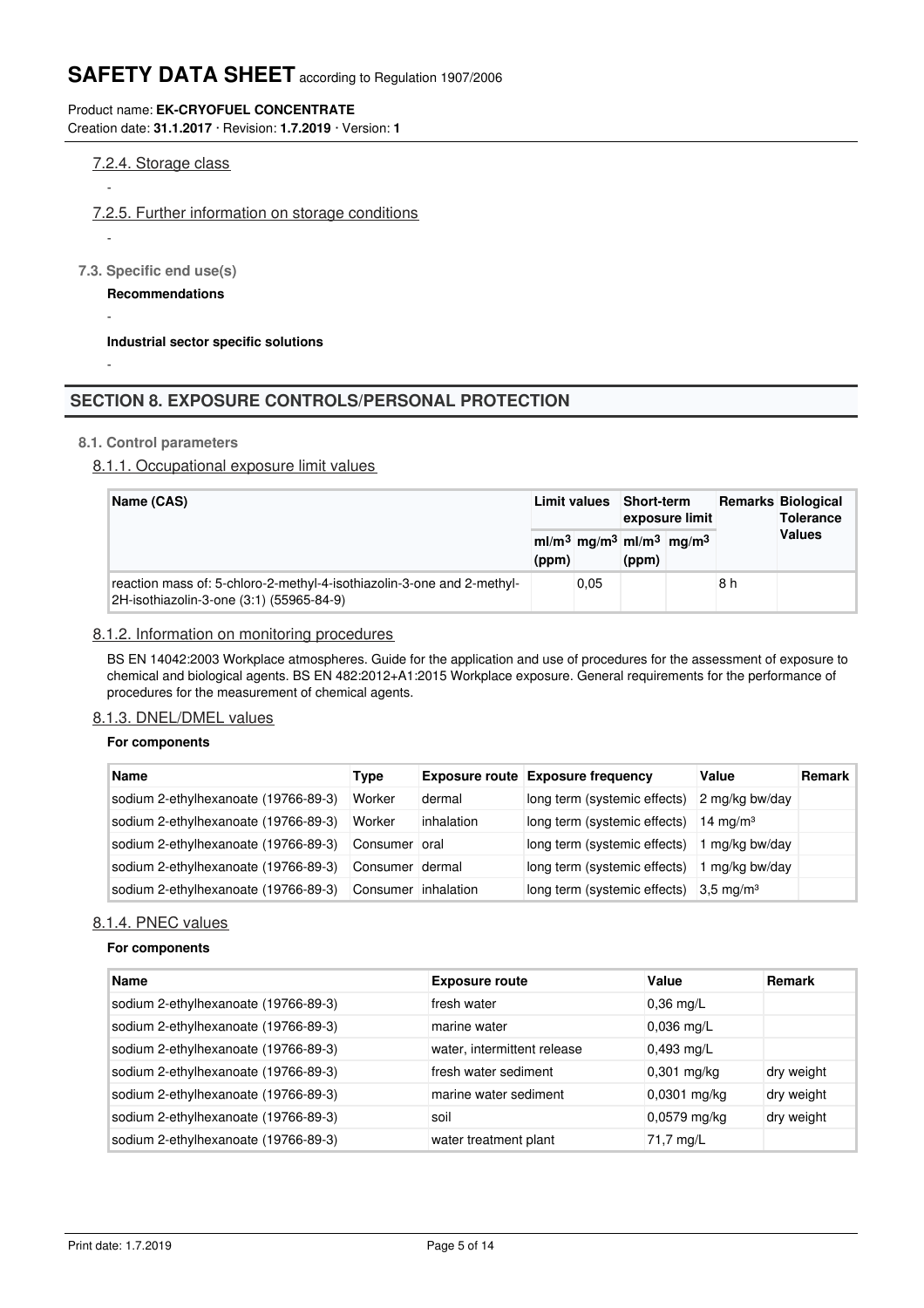7.2.4. Storage class

-

7.2.5. Further information on storage conditions

-

**7.3. Specific end use(s)**

**Recommendations**

-

**Industrial sector specific solutions**

-

## SECTION 8. EXPOSURE CONTROLS/PERSONAL PROTECTION

**8.1. Control parameters**

8.1.1. Occupational exposure limit values

| Name (CAS) | Limit values | | Short-term exposure limit | | Remarks | Biological Tolerance Values |
|---|---|---|---|---|---|---|
| | $ml/m^3$ (ppm) | $mg/m^3$ | $ml/m^3$ (ppm) | $mg/m^3$ | | |
| reaction mass of: 5-chloro-2-methyl-4-isothiazolin-3-one and 2-methyl-2H-isothiazolin-3-one (3:1) (55965-84-9) | | 0,05 | | | 8 h | |

8.1.2. Information on monitoring procedures

BS EN 14042:2003 Workplace atmospheres. Guide for the application and use of procedures for the assessment of exposure to chemical and biological agents. BS EN 482:2012+A1:2015 Workplace exposure. General requirements for the performance of procedures for the measurement of chemical agents.

8.1.3. DNEL/DMEL values

**For components**

| Name | Type | Exposure route | Exposure frequency | Value | Remark |
|---|---|---|---|---|---|
| sodium 2-ethylhexanoate (19766-89-3) | Worker | dermal | long term (systemic effects) | 2 mg/kg bw/day | |
| sodium 2-ethylhexanoate (19766-89-3) | Worker | inhalation | long term (systemic effects) | 14 mg/m³ | |
| sodium 2-ethylhexanoate (19766-89-3) | Consumer | oral | long term (systemic effects) | 1 mg/kg bw/day | |
| sodium 2-ethylhexanoate (19766-89-3) | Consumer | dermal | long term (systemic effects) | 1 mg/kg bw/day | |
| sodium 2-ethylhexanoate (19766-89-3) | Consumer | inhalation | long term (systemic effects) | 3,5 mg/m³ | |

8.1.4. PNEC values

**For components**

| Name | Exposure route | Value | Remark |
|---|---|---|---|
| sodium 2-ethylhexanoate (19766-89-3) | fresh water | 0,36 mg/L | |
| sodium 2-ethylhexanoate (19766-89-3) | marine water | 0,036 mg/L | |
| sodium 2-ethylhexanoate (19766-89-3) | water, intermittent release | 0,493 mg/L | |
| sodium 2-ethylhexanoate (19766-89-3) | fresh water sediment | 0,301 mg/kg | dry weight |
| sodium 2-ethylhexanoate (19766-89-3) | marine water sediment | 0,0301 mg/kg | dry weight |
| sodium 2-ethylhexanoate (19766-89-3) | soil | 0,0579 mg/kg | dry weight |
| sodium 2-ethylhexanoate (19766-89-3) | water treatment plant | 71,7 mg/L | |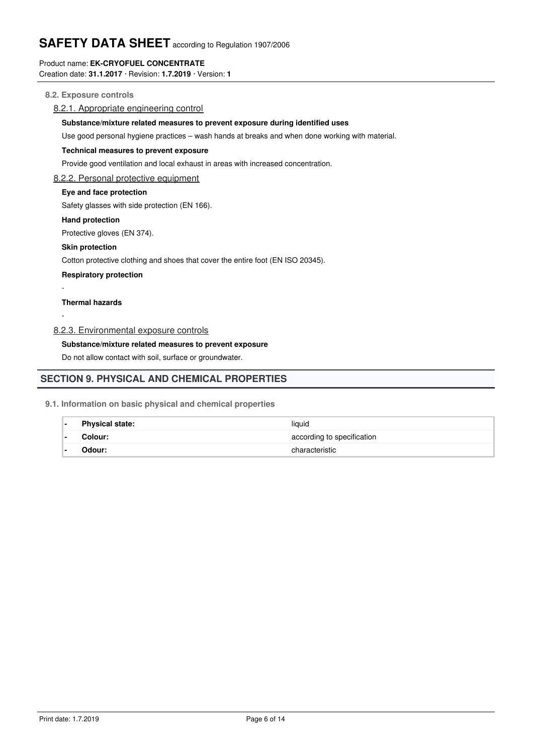### 8.2. Exposure controls

#### 8.2.1. Appropriate engineering control

**Substance/mixture related measures to prevent exposure during identified uses**

Use good personal hygiene practices – wash hands at breaks and when done working with material.

**Technical measures to prevent exposure**

Provide good ventilation and local exhaust in areas with increased concentration.

#### 8.2.2. Personal protective equipment

**Eye and face protection**

Safety glasses with side protection (EN 166).

**Hand protection**

Protective gloves (EN 374).

**Skin protection**

Cotton protective clothing and shoes that cover the entire foot (EN ISO 20345).

**Respiratory protection**

-

**Thermal hazards**

-

#### 8.2.3. Environmental exposure controls

**Substance/mixture related measures to prevent exposure**

Do not allow contact with soil, surface or groundwater.

## SECTION 9. PHYSICAL AND CHEMICAL PROPERTIES

### 9.1. Information on basic physical and chemical properties

| | | |
|---|---|---|
| - | **Physical state:** | liquid |
| - | **Colour:** | according to specification |
| - | **Odour:** | characteristic |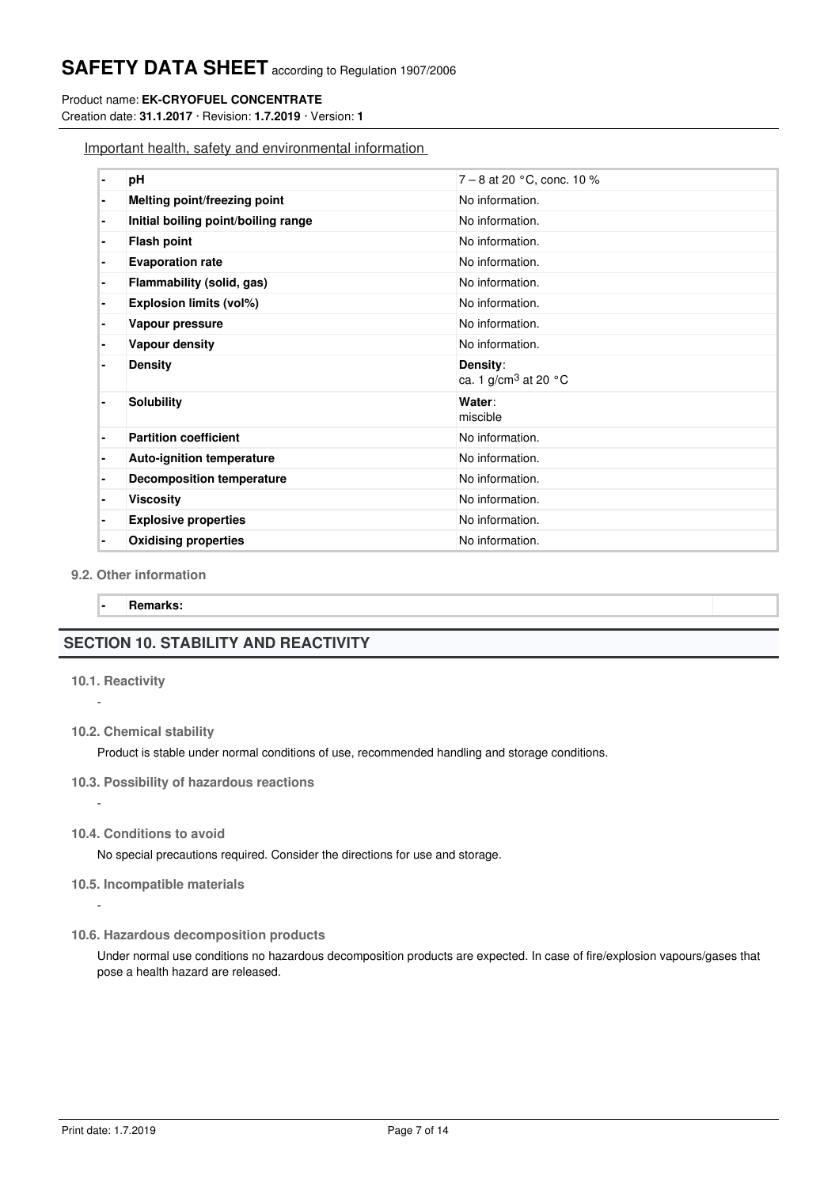Important health, safety and environmental information

| | | |
|---|---|---|
| - | **pH** | 7 – 8 at 20 °C, conc. 10 % |
| - | **Melting point/freezing point** | No information. |
| - | **Initial boiling point/boiling range** | No information. |
| - | **Flash point** | No information. |
| - | **Evaporation rate** | No information. |
| - | **Flammability (solid, gas)** | No information. |
| - | **Explosion limits (vol%)** | No information. |
| - | **Vapour pressure** | No information. |
| - | **Vapour density** | No information. |
| - | **Density** | **Density**: ca. 1 g/cm$^3$ at 20 °C |
| - | **Solubility** | **Water**: miscible |
| - | **Partition coefficient** | No information. |
| - | **Auto-ignition temperature** | No information. |
| - | **Decomposition temperature** | No information. |
| - | **Viscosity** | No information. |
| - | **Explosive properties** | No information. |
| - | **Oxidising properties** | No information. |

### 9.2. Other information

| | | |
|---|---|---|
| - | **Remarks:** | |

## SECTION 10. STABILITY AND REACTIVITY

### 10.1. Reactivity

-

### 10.2. Chemical stability

Product is stable under normal conditions of use, recommended handling and storage conditions.

### 10.3. Possibility of hazardous reactions

-

### 10.4. Conditions to avoid

No special precautions required. Consider the directions for use and storage.

### 10.5. Incompatible materials

-

### 10.6. Hazardous decomposition products

Under normal use conditions no hazardous decomposition products are expected. In case of fire/explosion vapours/gases that pose a health hazard are released.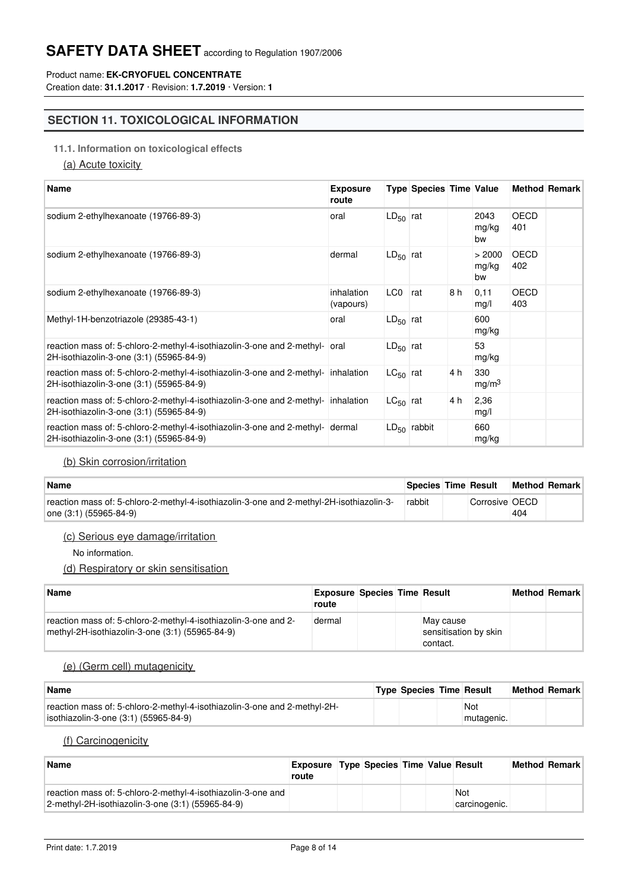## SECTION 11. TOXICOLOGICAL INFORMATION

### 11.1. Information on toxicological effects

#### (a) Acute toxicity

| Name | Exposure route | Type | Species | Time | Value | Method | Remark |
|---|---|---|---|---|---|---|---|
| sodium 2-ethylhexanoate (19766-89-3) | oral | $LD_{50}$ | rat | | 2043 mg/kg bw | OECD 401 | |
| sodium 2-ethylhexanoate (19766-89-3) | dermal | $LD_{50}$ | rat | | > 2000 mg/kg bw | OECD 402 | |
| sodium 2-ethylhexanoate (19766-89-3) | inhalation (vapours) | LC0 | rat | 8 h | 0,11 mg/l | OECD 403 | |
| Methyl-1H-benzotriazole (29385-43-1) | oral | $LD_{50}$ | rat | | 600 mg/kg | | |
| reaction mass of: 5-chloro-2-methyl-4-isothiazolin-3-one and 2-methyl-2H-isothiazolin-3-one (3:1) (55965-84-9) | oral | $LD_{50}$ | rat | | 53 mg/kg | | |
| reaction mass of: 5-chloro-2-methyl-4-isothiazolin-3-one and 2-methyl-2H-isothiazolin-3-one (3:1) (55965-84-9) | inhalation | $LC_{50}$ | rat | 4 h | 330 $mg/m^3$ | | |
| reaction mass of: 5-chloro-2-methyl-4-isothiazolin-3-one and 2-methyl-2H-isothiazolin-3-one (3:1) (55965-84-9) | inhalation | $LC_{50}$ | rat | 4 h | 2,36 mg/l | | |
| reaction mass of: 5-chloro-2-methyl-4-isothiazolin-3-one and 2-methyl-2H-isothiazolin-3-one (3:1) (55965-84-9) | dermal | $LD_{50}$ | rabbit | | 660 mg/kg | | |

#### (b) Skin corrosion/irritation

| Name | Species | Time | Result | Method | Remark |
|---|---|---|---|---|---|
| reaction mass of: 5-chloro-2-methyl-4-isothiazolin-3-one and 2-methyl-2H-isothiazolin-3-one (3:1) (55965-84-9) | rabbit | | Corrosive | OECD 404 | |

#### (c) Serious eye damage/irritation

No information.

#### (d) Respiratory or skin sensitisation

| Name | Exposure route | Species | Time | Result | Method | Remark |
|---|---|---|---|---|---|---|
| reaction mass of: 5-chloro-2-methyl-4-isothiazolin-3-one and 2-methyl-2H-isothiazolin-3-one (3:1) (55965-84-9) | dermal | | | May cause sensitisation by skin contact. | | |

#### (e) (Germ cell) mutagenicity

| Name | Type | Species | Time | Result | Method | Remark |
|---|---|---|---|---|---|---|
| reaction mass of: 5-chloro-2-methyl-4-isothiazolin-3-one and 2-methyl-2H-isothiazolin-3-one (3:1) (55965-84-9) | | | | Not mutagenic. | | |

#### (f) Carcinogenicity

| Name | Exposure route | Type | Species | Time | Value | Result | Method | Remark |
|---|---|---|---|---|---|---|---|---|
| reaction mass of: 5-chloro-2-methyl-4-isothiazolin-3-one and 2-methyl-2H-isothiazolin-3-one (3:1) (55965-84-9) | | | | | | Not carcinogenic. | | |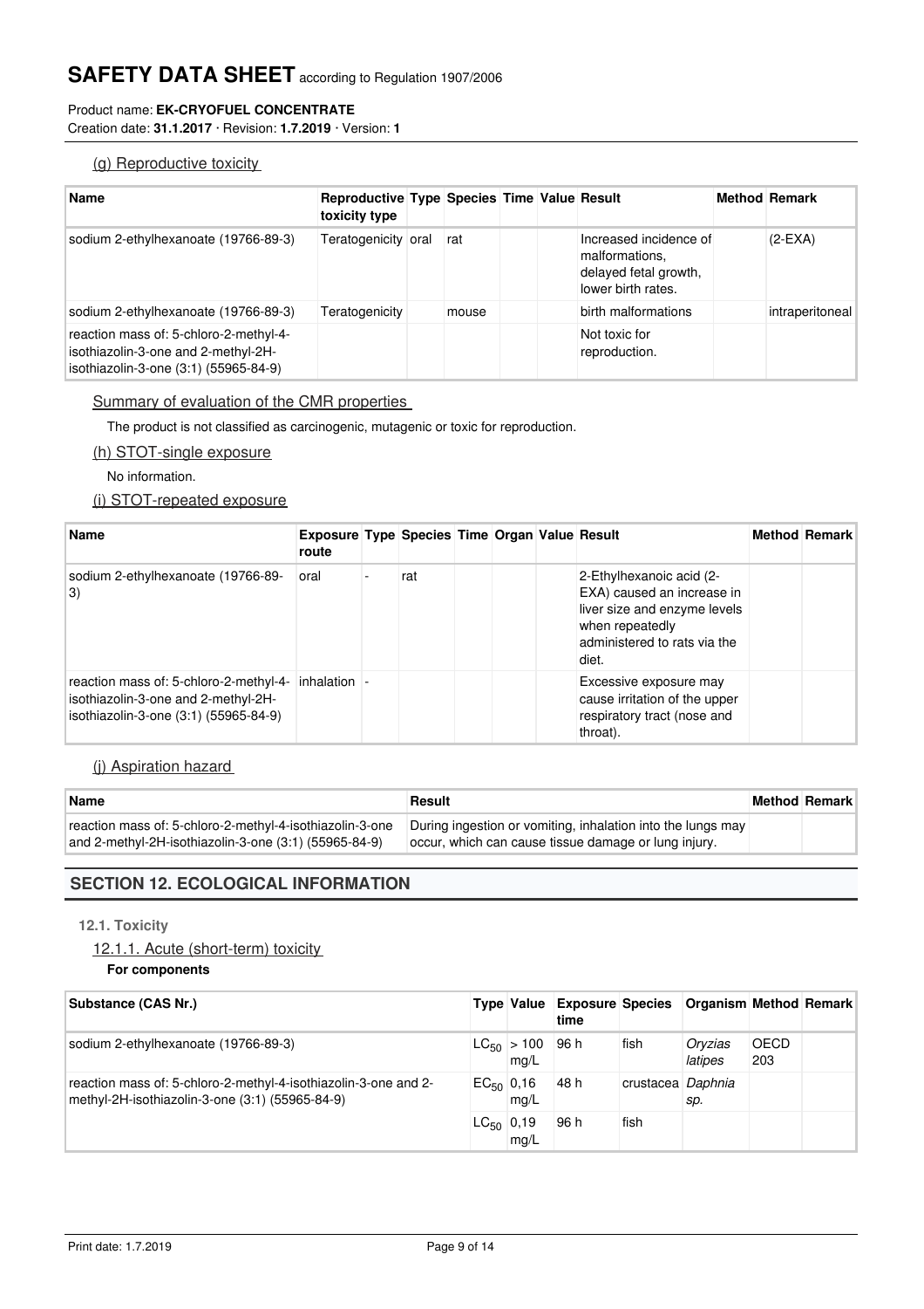#### (g) Reproductive toxicity

| Name | Reproductive toxicity type | Type | Species | Time | Value | Result | Method | Remark |
|---|---|---|---|---|---|---|---|---|
| sodium 2-ethylhexanoate (19766-89-3) | Teratogenicity | oral | rat | | | Increased incidence of malformations, delayed fetal growth, lower birth rates. | | (2-EXA) |
| sodium 2-ethylhexanoate (19766-89-3) | Teratogenicity | | mouse | | | birth malformations | | intraperitoneal |
| reaction mass of: 5-chloro-2-methyl-4-isothiazolin-3-one and 2-methyl-2H-isothiazolin-3-one (3:1) (55965-84-9) | | | | | | Not toxic for reproduction. | | |

Summary of evaluation of the CMR properties

The product is not classified as carcinogenic, mutagenic or toxic for reproduction.

#### (h) STOT-single exposure

No information.

#### (i) STOT-repeated exposure

| Name | Exposure route | Type | Species | Time | Organ | Value | Result | Method | Remark |
|---|---|---|---|---|---|---|---|---|---|
| sodium 2-ethylhexanoate (19766-89-3) | oral | - | rat | | | | 2-Ethylhexanoic acid (2-EXA) caused an increase in liver size and enzyme levels when repeatedly administered to rats via the diet. | | |
| reaction mass of: 5-chloro-2-methyl-4-isothiazolin-3-one and 2-methyl-2H-isothiazolin-3-one (3:1) (55965-84-9) | inhalation | - | | | | | Excessive exposure may cause irritation of the upper respiratory tract (nose and throat). | | |

#### (j) Aspiration hazard

| Name | Result | Method | Remark |
|---|---|---|---|
| reaction mass of: 5-chloro-2-methyl-4-isothiazolin-3-one and 2-methyl-2H-isothiazolin-3-one (3:1) (55965-84-9) | During ingestion or vomiting, inhalation into the lungs may occur, which can cause tissue damage or lung injury. | | |

## SECTION 12. ECOLOGICAL INFORMATION

### 12.1. Toxicity

#### 12.1.1. Acute (short-term) toxicity

**For components**

| Substance (CAS Nr.) | Type | Value | Exposure time | Species | Organism | Method | Remark |
|---|---|---|---|---|---|---|---|
| sodium 2-ethylhexanoate (19766-89-3) | $LC_{50}$ | > 100 mg/L | 96 h | fish | *Oryzias latipes* | OECD 203 | |
| reaction mass of: 5-chloro-2-methyl-4-isothiazolin-3-one and 2-methyl-2H-isothiazolin-3-one (3:1) (55965-84-9) | $EC_{50}$ | 0,16 mg/L | 48 h | crustacea | *Daphnia sp.* | | |
| | $LC_{50}$ | 0,19 mg/L | 96 h | fish | | | |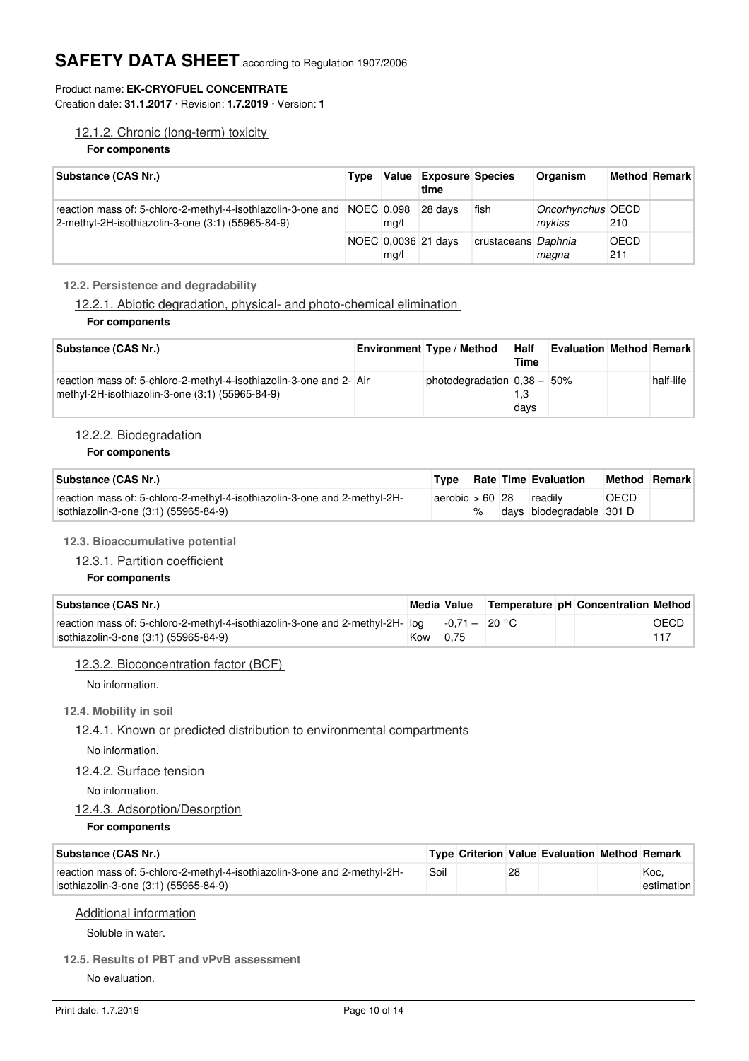### 12.1.2. Chronic (long-term) toxicity

**For components**

| Substance (CAS Nr.) | Type | Value | Exposure time | Species | Organism | Method | Remark |
|---|---|---|---|---|---|---|---|
| reaction mass of: 5-chloro-2-methyl-4-isothiazolin-3-one and 2-methyl-2H-isothiazolin-3-one (3:1) (55965-84-9) | NOEC | 0,098 mg/l | 28 days | fish | *Oncorhynchus mykiss* | OECD 210 | |
| | NOEC | 0,0036 mg/l | 21 days | crustaceans | *Daphnia magna* | OECD 211 | |

## 12.2. Persistence and degradability

### 12.2.1. Abiotic degradation, physical- and photo-chemical elimination

**For components**

| Substance (CAS Nr.) | Environment | Type / Method | Half Time | Evaluation | Method | Remark |
|---|---|---|---|---|---|---|
| reaction mass of: 5-chloro-2-methyl-4-isothiazolin-3-one and 2-methyl-2H-isothiazolin-3-one (3:1) (55965-84-9) | Air | photodegradation | 0,38 – 1,3 days | 50% | | half-life |

### 12.2.2. Biodegradation

**For components**

| Substance (CAS Nr.) | Type | Rate | Time | Evaluation | Method | Remark |
|---|---|---|---|---|---|---|
| reaction mass of: 5-chloro-2-methyl-4-isothiazolin-3-one and 2-methyl-2H-isothiazolin-3-one (3:1) (55965-84-9) | aerobic | > 60 % | 28 days | readily biodegradable | OECD 301 D | |

## 12.3. Bioaccumulative potential

### 12.3.1. Partition coefficient

**For components**

| Substance (CAS Nr.) | Media | Value | Temperature | pH | Concentration | Method |
|---|---|---|---|---|---|---|
| reaction mass of: 5-chloro-2-methyl-4-isothiazolin-3-one and 2-methyl-2H-isothiazolin-3-one (3:1) (55965-84-9) | log Kow | -0,71 – 0,75 | 20 °C | | | OECD 117 |

### 12.3.2. Bioconcentration factor (BCF)

No information.

## 12.4. Mobility in soil

### 12.4.1. Known or predicted distribution to environmental compartments

No information.

### 12.4.2. Surface tension

No information.

### 12.4.3. Adsorption/Desorption

**For components**

| Substance (CAS Nr.) | Type | Criterion | Value | Evaluation | Method | Remark |
|---|---|---|---|---|---|---|
| reaction mass of: 5-chloro-2-methyl-4-isothiazolin-3-one and 2-methyl-2H-isothiazolin-3-one (3:1) (55965-84-9) | Soil | | 28 | | | Koc, estimation |

### Additional information

Soluble in water.

## 12.5. Results of PBT and vPvB assessment

No evaluation.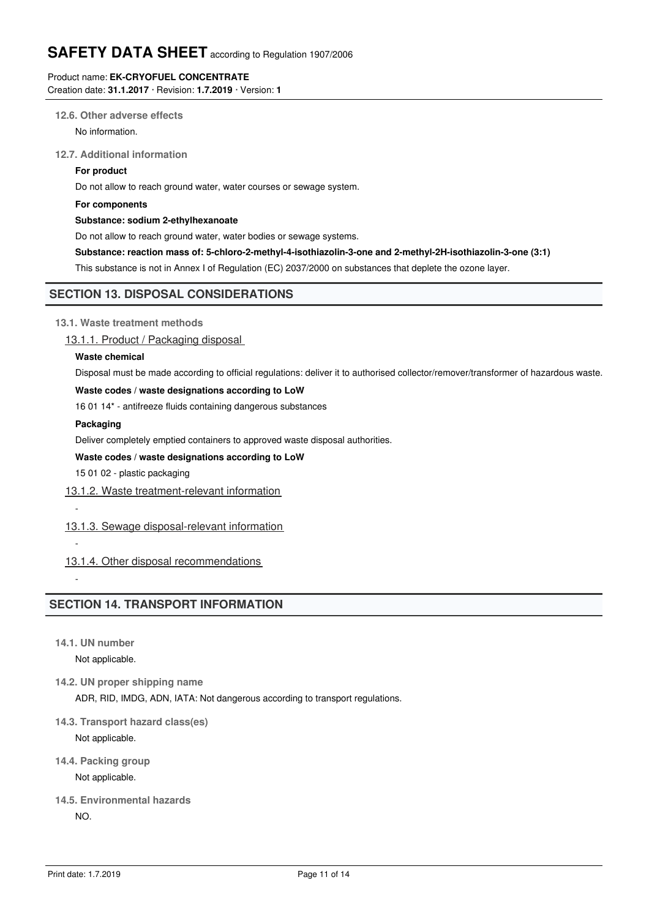### 12.6. Other adverse effects

No information.

### 12.7. Additional information

**For product**

Do not allow to reach ground water, water courses or sewage system.

**For components**

**Substance: sodium 2-ethylhexanoate**

Do not allow to reach ground water, water bodies or sewage systems.

**Substance: reaction mass of: 5-chloro-2-methyl-4-isothiazolin-3-one and 2-methyl-2H-isothiazolin-3-one (3:1)**

This substance is not in Annex I of Regulation (EC) 2037/2000 on substances that deplete the ozone layer.

## SECTION 13. DISPOSAL CONSIDERATIONS

### 13.1. Waste treatment methods

#### 13.1.1. Product / Packaging disposal

**Waste chemical**

Disposal must be made according to official regulations: deliver it to authorised collector/remover/transformer of hazardous waste.

**Waste codes / waste designations according to LoW**

16 01 14* - antifreeze fluids containing dangerous substances

**Packaging**

Deliver completely emptied containers to approved waste disposal authorities.

**Waste codes / waste designations according to LoW**

15 01 02 - plastic packaging

#### 13.1.2. Waste treatment-relevant information

-

#### 13.1.3. Sewage disposal-relevant information

-

#### 13.1.4. Other disposal recommendations

-

## SECTION 14. TRANSPORT INFORMATION

### 14.1. UN number

Not applicable.

### 14.2. UN proper shipping name

ADR, RID, IMDG, ADN, IATA: Not dangerous according to transport regulations.

### 14.3. Transport hazard class(es)

Not applicable.

### 14.4. Packing group

Not applicable.

### 14.5. Environmental hazards

NO.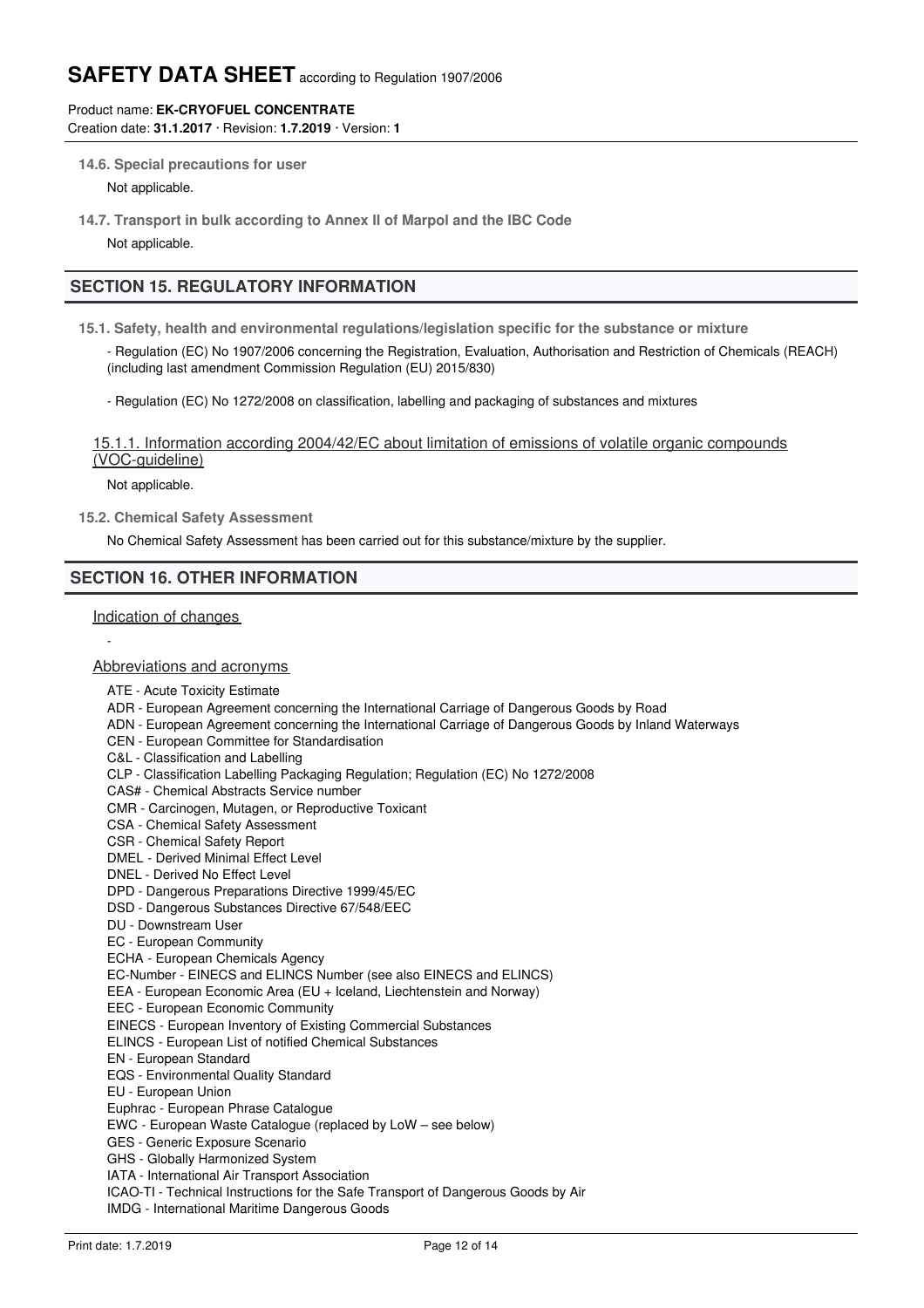**14.6. Special precautions for user**

Not applicable.

**14.7. Transport in bulk according to Annex II of Marpol and the IBC Code**

Not applicable.

## SECTION 15. REGULATORY INFORMATION

**15.1. Safety, health and environmental regulations/legislation specific for the substance or mixture**

- Regulation (EC) No 1907/2006 concerning the Registration, Evaluation, Authorisation and Restriction of Chemicals (REACH) (including last amendment Commission Regulation (EU) 2015/830)

- Regulation (EC) No 1272/2008 on classification, labelling and packaging of substances and mixtures

15.1.1. Information according 2004/42/EC about limitation of emissions of volatile organic compounds (VOC-guideline)

Not applicable.

**15.2. Chemical Safety Assessment**

No Chemical Safety Assessment has been carried out for this substance/mixture by the supplier.

## SECTION 16. OTHER INFORMATION

Indication of changes

-

Abbreviations and acronyms

ATE - Acute Toxicity Estimate
ADR - European Agreement concerning the International Carriage of Dangerous Goods by Road
ADN - European Agreement concerning the International Carriage of Dangerous Goods by Inland Waterways
CEN - European Committee for Standardisation
C&L - Classification and Labelling
CLP - Classification Labelling Packaging Regulation; Regulation (EC) No 1272/2008
CAS# - Chemical Abstracts Service number
CMR - Carcinogen, Mutagen, or Reproductive Toxicant
CSA - Chemical Safety Assessment
CSR - Chemical Safety Report
DMEL - Derived Minimal Effect Level
DNEL - Derived No Effect Level
DPD - Dangerous Preparations Directive 1999/45/EC
DSD - Dangerous Substances Directive 67/548/EEC
DU - Downstream User
EC - European Community
ECHA - European Chemicals Agency
EC-Number - EINECS and ELINCS Number (see also EINECS and ELINCS)
EEA - European Economic Area (EU + Iceland, Liechtenstein and Norway)
EEC - European Economic Community
EINECS - European Inventory of Existing Commercial Substances
ELINCS - European List of notified Chemical Substances
EN - European Standard
EQS - Environmental Quality Standard
EU - European Union
Euphrac - European Phrase Catalogue
EWC - European Waste Catalogue (replaced by LoW – see below)
GES - Generic Exposure Scenario
GHS - Globally Harmonized System
IATA - International Air Transport Association
ICAO-TI - Technical Instructions for the Safe Transport of Dangerous Goods by Air
IMDG - International Maritime Dangerous Goods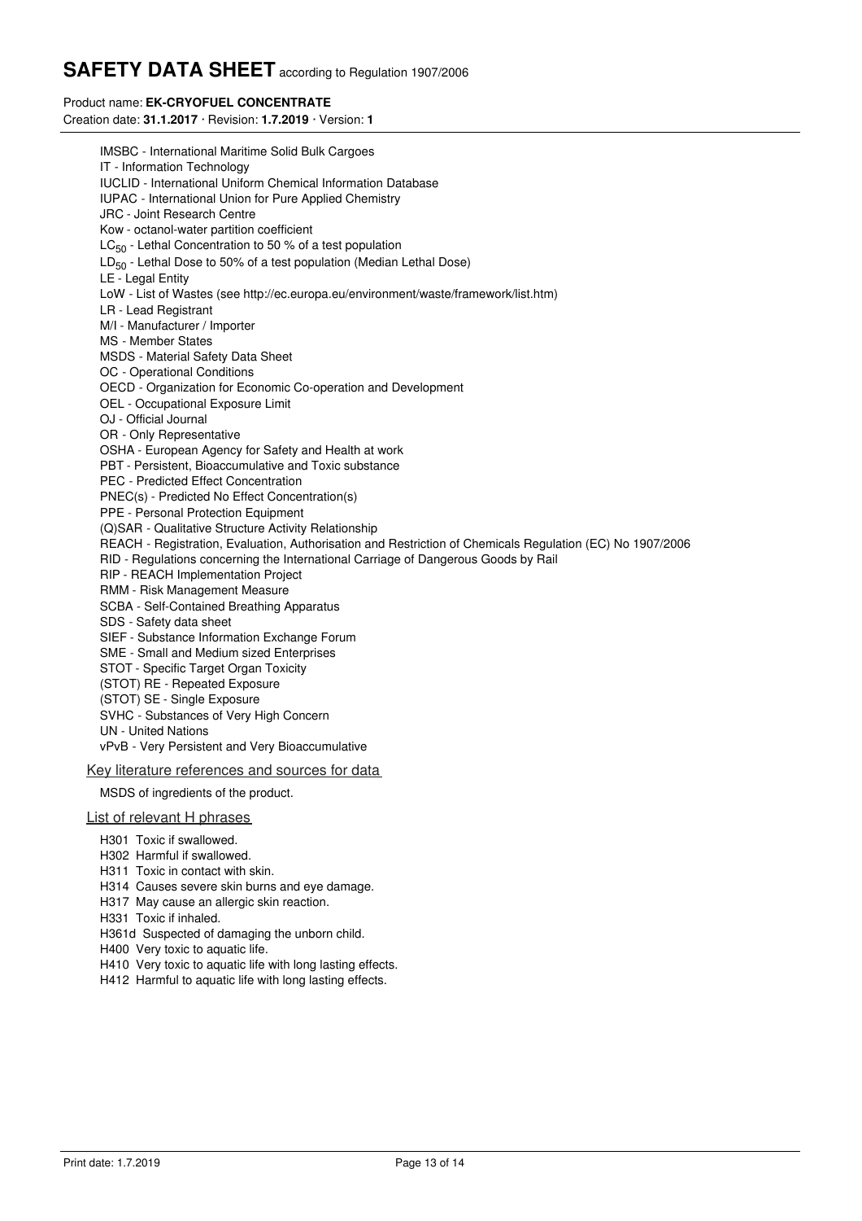IMSBC - International Maritime Solid Bulk Cargoes
IT - Information Technology
IUCLID - International Uniform Chemical Information Database
IUPAC - International Union for Pure Applied Chemistry
JRC - Joint Research Centre
Kow - octanol-water partition coefficient
$LC_{50}$ - Lethal Concentration to 50 % of a test population
$LD_{50}$ - Lethal Dose to 50% of a test population (Median Lethal Dose)
LE - Legal Entity
LoW - List of Wastes (see http://ec.europa.eu/environment/waste/framework/list.htm)
LR - Lead Registrant
M/I - Manufacturer / Importer
MS - Member States
MSDS - Material Safety Data Sheet
OC - Operational Conditions
OECD - Organization for Economic Co-operation and Development
OEL - Occupational Exposure Limit
OJ - Official Journal
OR - Only Representative
OSHA - European Agency for Safety and Health at work
PBT - Persistent, Bioaccumulative and Toxic substance
PEC - Predicted Effect Concentration
PNEC(s) - Predicted No Effect Concentration(s)
PPE - Personal Protection Equipment
(Q)SAR - Qualitative Structure Activity Relationship
REACH - Registration, Evaluation, Authorisation and Restriction of Chemicals Regulation (EC) No 1907/2006
RID - Regulations concerning the International Carriage of Dangerous Goods by Rail
RIP - REACH Implementation Project
RMM - Risk Management Measure
SCBA - Self-Contained Breathing Apparatus
SDS - Safety data sheet
SIEF - Substance Information Exchange Forum
SME - Small and Medium sized Enterprises
STOT - Specific Target Organ Toxicity
(STOT) RE - Repeated Exposure
(STOT) SE - Single Exposure
SVHC - Substances of Very High Concern
UN - United Nations
vPvB - Very Persistent and Very Bioaccumulative

### Key literature references and sources for data

MSDS of ingredients of the product.

### List of relevant H phrases

H301 Toxic if swallowed.
H302 Harmful if swallowed.
H311 Toxic in contact with skin.
H314 Causes severe skin burns and eye damage.
H317 May cause an allergic skin reaction.
H331 Toxic if inhaled.
H361d Suspected of damaging the unborn child.
H400 Very toxic to aquatic life.
H410 Very toxic to aquatic life with long lasting effects.
H412 Harmful to aquatic life with long lasting effects.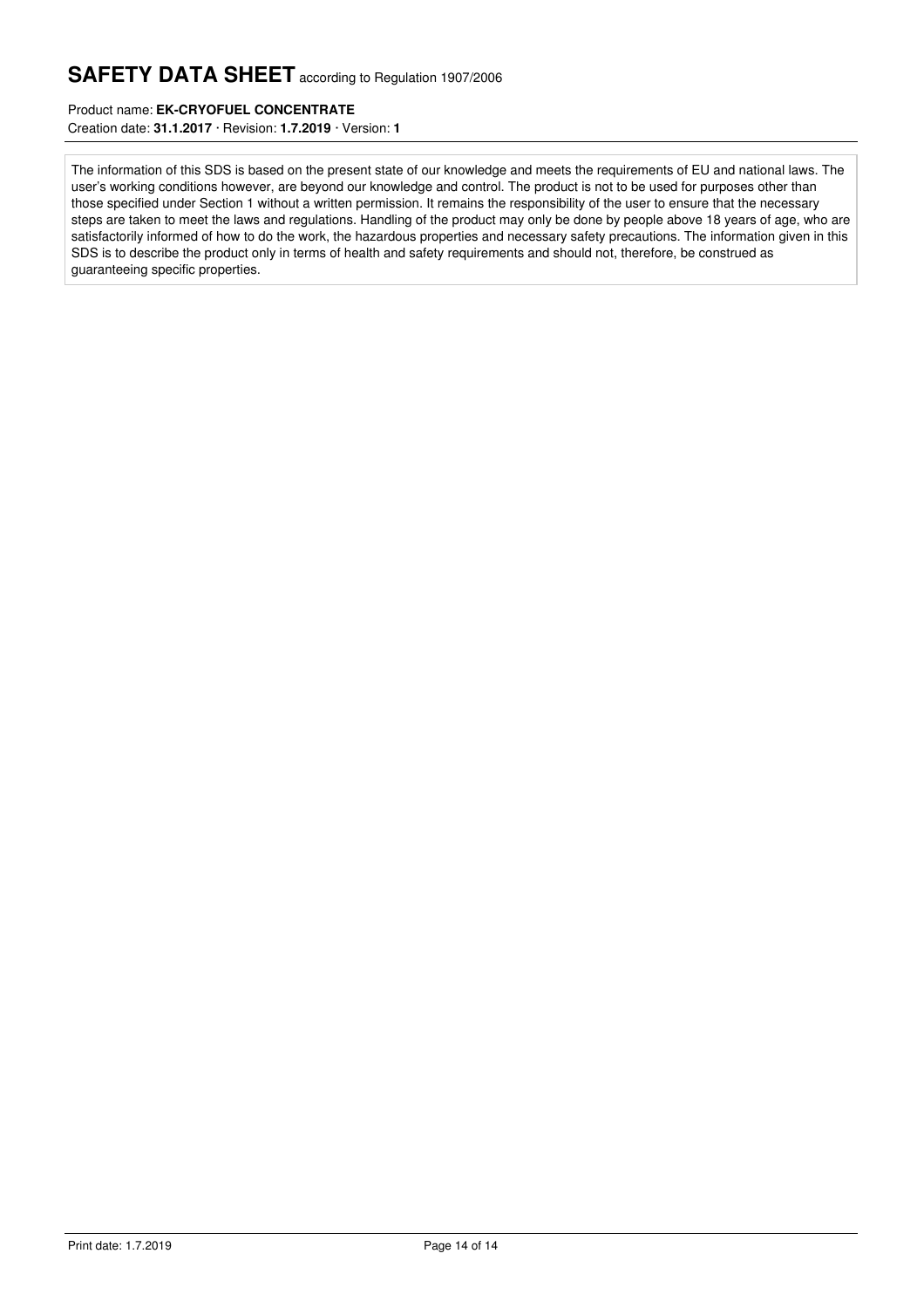The information of this SDS is based on the present state of our knowledge and meets the requirements of EU and national laws. The user's working conditions however, are beyond our knowledge and control. The product is not to be used for purposes other than those specified under Section 1 without a written permission. It remains the responsibility of the user to ensure that the necessary steps are taken to meet the laws and regulations. Handling of the product may only be done by people above 18 years of age, who are satisfactorily informed of how to do the work, the hazardous properties and necessary safety precautions. The information given in this SDS is to describe the product only in terms of health and safety requirements and should not, therefore, be construed as guaranteeing specific properties.